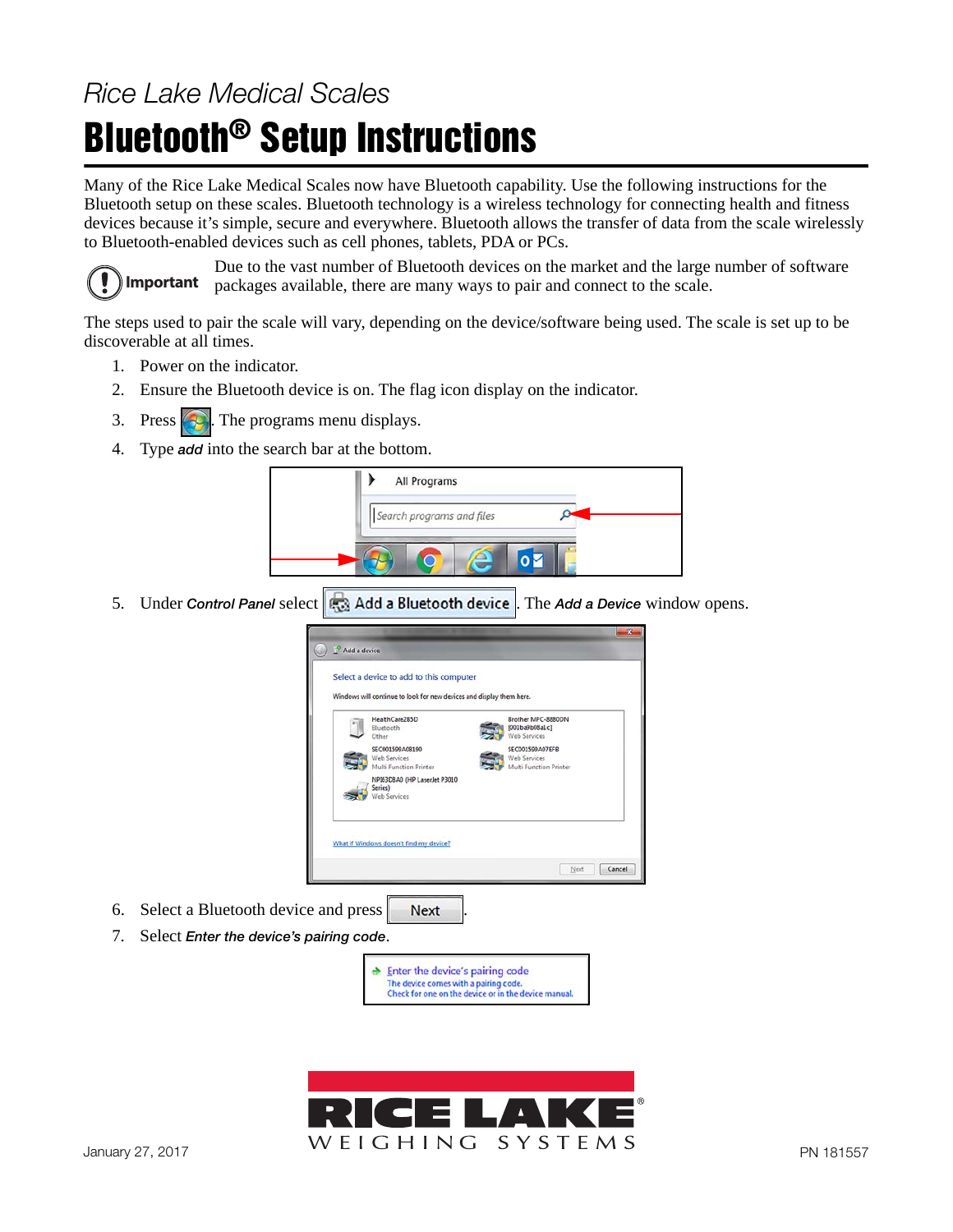*Rice Lake Medical Scales*

# Bluetooth® Setup Instructions

Many of the Rice Lake Medical Scales now have Bluetooth capability. Use the following instructions for the Bluetooth setup on these scales. Bluetooth technology is a wireless technology for connecting health and fitness devices because it's simple, secure and everywhere. Bluetooth allows the transfer of data from the scale wirelessly to Bluetooth-enabled devices such as cell phones, tablets, PDA or PCs.

**Important** Due to the vast number of Bluetooth devices on the market and the large number of software packages available, there are many ways to pair and connect to the scale.

The steps used to pair the scale will vary, depending on the device/software being used. The scale is set up to be discoverable at all times.

1. Power on the indicator.
2. Ensure the Bluetooth device is on. The flag icon display on the indicator.
3. Press . The programs menu displays.
4. Type ***add*** into the search bar at the bottom.
5. Under ***Control Panel*** select Add a Bluetooth device. The ***Add a Device*** window opens.
6. Select a Bluetooth device and press Next.
7. Select ***Enter the device's pairing code***.

January 27, 2017

PN 181557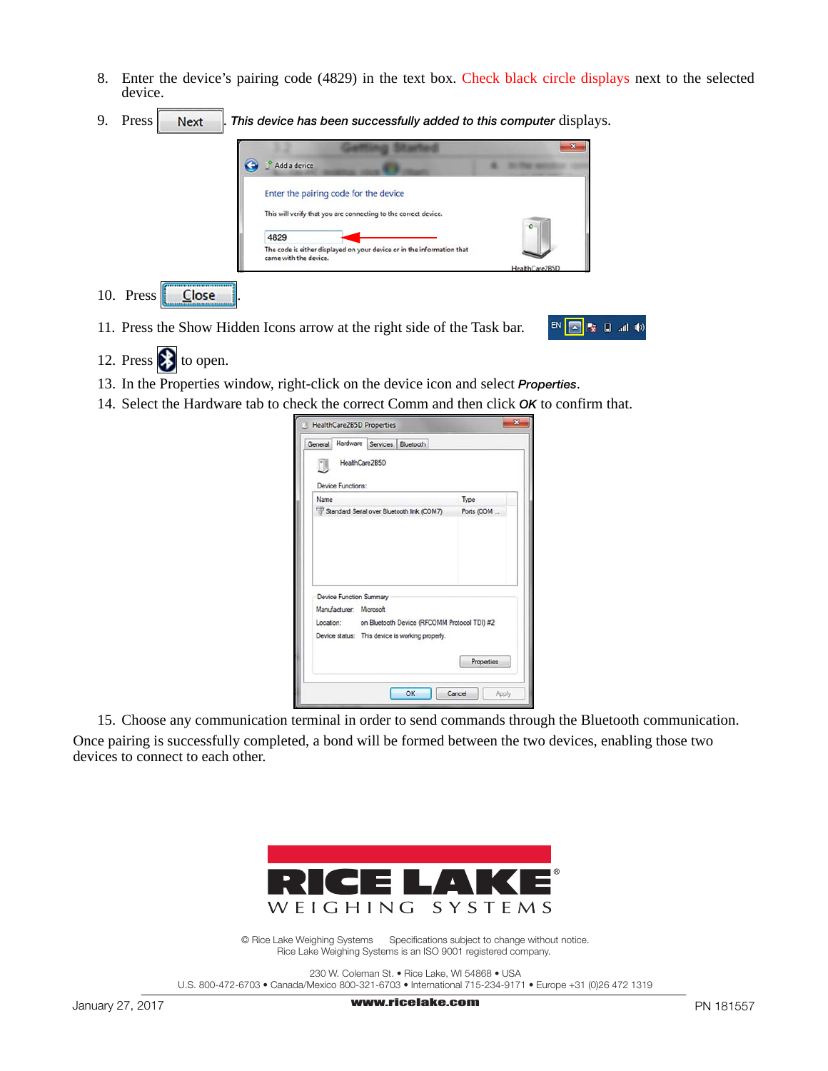8. Enter the device's pairing code (4829) in the text box. Check black circle displays next to the selected device.
9. Press Next. *This device has been successfully added to this computer* displays.
10. Press Close.
11. Press the Show Hidden Icons arrow at the right side of the Task bar.
12. Press [Bluetooth icon] to open.
13. In the Properties window, right-click on the device icon and select ***Properties***.
14. Select the Hardware tab to check the correct Comm and then click ***OK*** to confirm that.
15. Choose any communication terminal in order to send commands through the Bluetooth communication.

Once pairing is successfully completed, a bond will be formed between the two devices, enabling those two devices to connect to each other.

RICE LAKE WEIGHING SYSTEMS

© Rice Lake Weighing Systems  Specifications subject to change without notice.
Rice Lake Weighing Systems is an ISO 9001 registered company.

230 W. Coleman St. • Rice Lake, WI 54868 • USA
U.S. 800-472-6703 • Canada/Mexico 800-321-6703 • International 715-234-9171 • Europe +31 (0)26 472 1319

January 27, 2017  www.ricelake.com  PN 181557